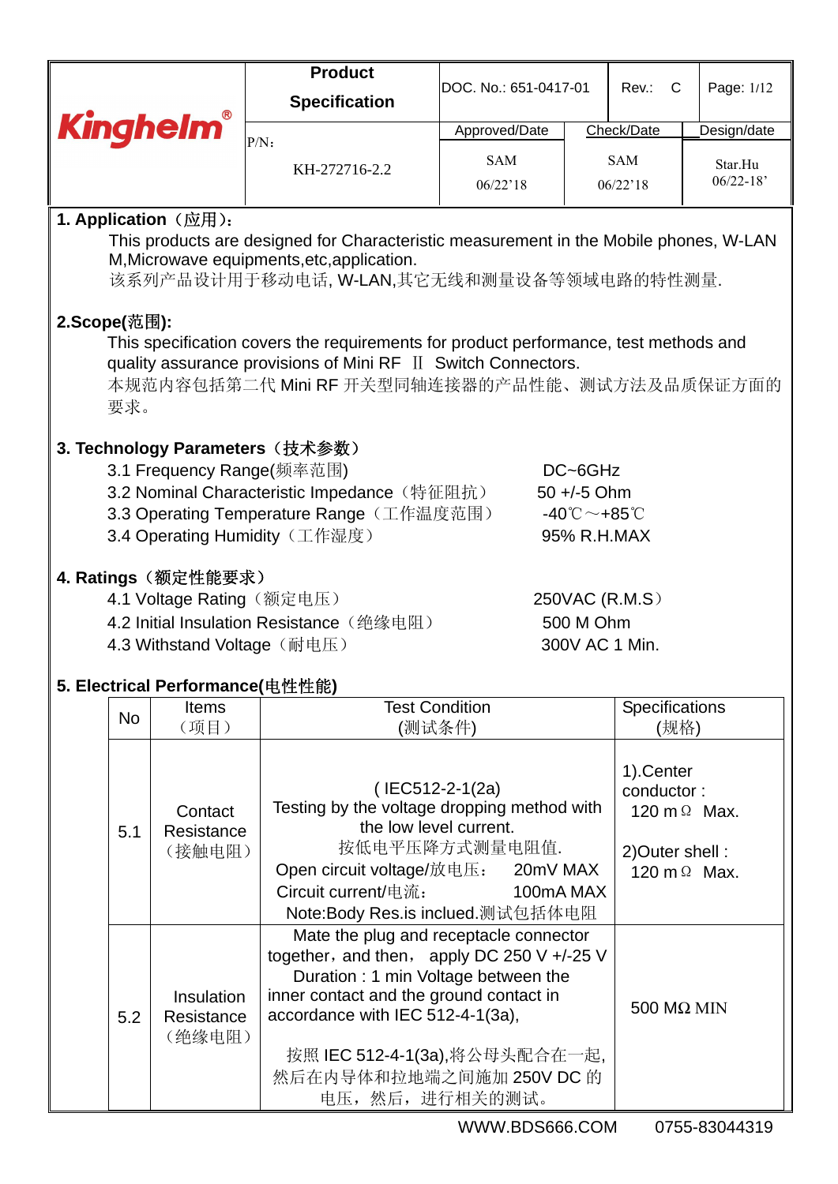| Kinghelm® | Product Specification | DOC. No.: 651-0417-01 | Rev.: C | Page: 1/12 |
|---|---|---|---|---|
| | P/N: KH-272716-2.2 | Approved/Date | Check/Date | Design/date |
| | | SAM 06/22'18 | SAM 06/22'18 | Star.Hu 06/22-18' |

**1. Application（应用）：**

This products are designed for Characteristic measurement in the Mobile phones, W-LAN M,Microwave equipments,etc,application.
该系列产品设计用于移动电话, W-LAN,其它无线和测量设备等领域电路的特性测量.

**2.Scope(范围):**

This specification covers the requirements for product performance, test methods and quality assurance provisions of Mini RF Ⅱ Switch Connectors.
本规范内容包括第二代 Mini RF 开关型同轴连接器的产品性能、测试方法及品质保证方面的要求。

**3. Technology Parameters（技术参数）**

| | |
|---|---|
| 3.1 Frequency Range(频率范围) | DC~6GHz |
| 3.2 Nominal Characteristic Impedance（特征阻抗） | 50 +/-5 Ohm |
| 3.3 Operating Temperature Range（工作温度范围） | -40℃～+85℃ |
| 3.4 Operating Humidity（工作湿度） | 95% R.H.MAX |

**4. Ratings（额定性能要求）**

| | |
|---|---|
| 4.1 Voltage Rating（额定电压） | 250VAC (R.M.S） |
| 4.2 Initial Insulation Resistance（绝缘电阻） | 500 M Ohm |
| 4.3 Withstand Voltage（耐电压） | 300V AC 1 Min. |

**5. Electrical Performance(电性性能)**

| No | Items（项目） | Test Condition (测试条件) | Specifications (规格) |
|---|---|---|---|
| 5.1 | Contact Resistance（接触电阻） | ( IEC512-2-1(2a)<br>Testing by the voltage dropping method with the low level current.<br>按低电平压降方式测量电阻值.<br>Open circuit voltage/放电压：　20mV MAX<br>Circuit current/电流：　100mA MAX<br>Note:Body Res.is inclued.测试包括体电阻 | 1).Center conductor :<br>120 mΩ Max.<br><br>2)Outer shell :<br>120 mΩ Max. |
| 5.2 | Insulation Resistance（绝缘电阻） | Mate the plug and receptacle connector together，and then， apply DC 250 V +/-25 V Duration : 1 min Voltage between the inner contact and the ground contact in accordance with IEC 512-4-1(3a),<br><br>按照 IEC 512-4-1(3a),将公母头配合在一起,然后在内导体和拉地端之间施加 250V DC 的电压，然后，进行相关的测试。 | 500 MΩ MIN |

WWW.BDS666.COM　　0755-83044319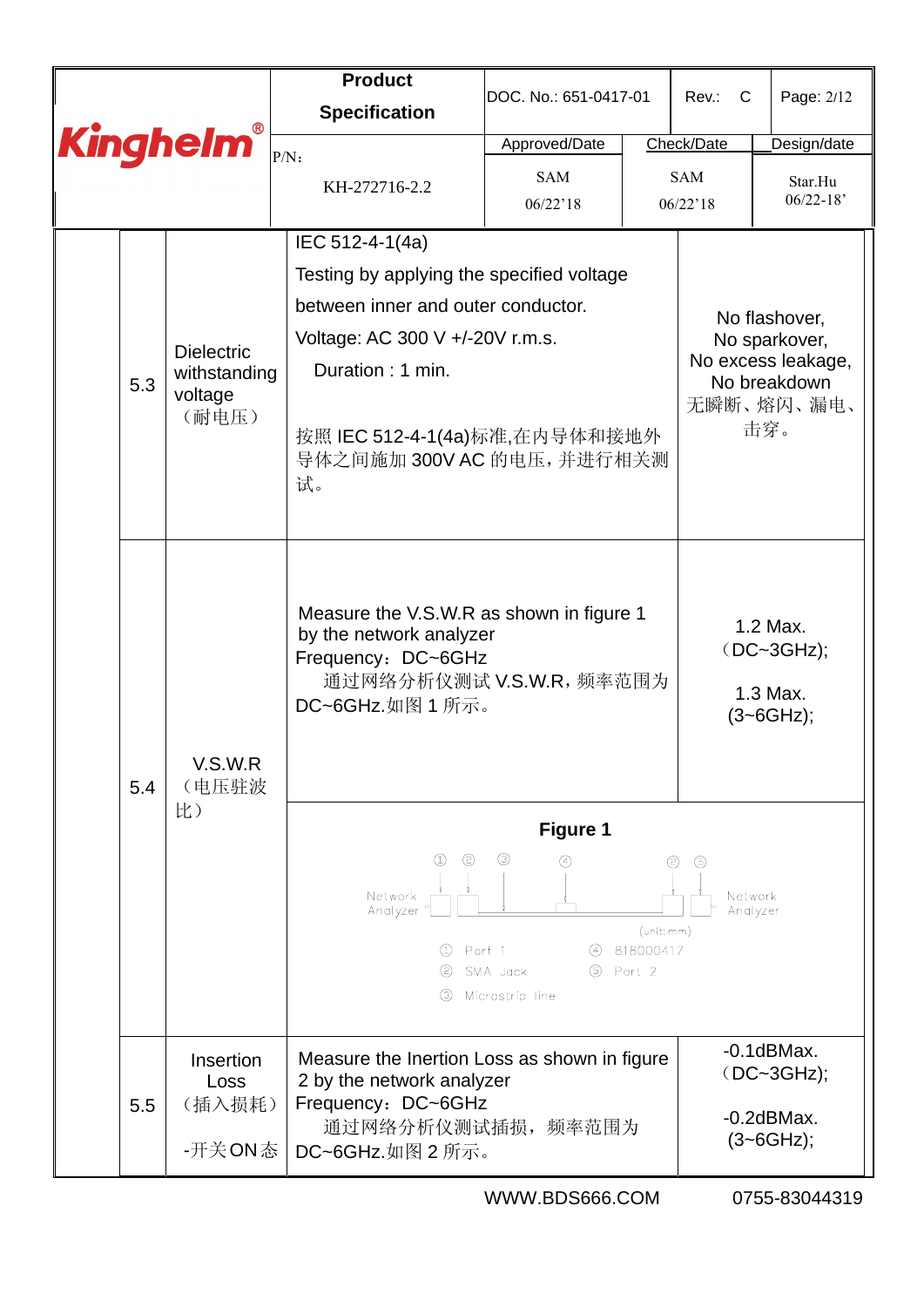| | | Product Specification | DOC. No.: 651-0417-01 | Rev.: C | Page: 2/12 |
|---|---|---|---|---|---|
| Kinghelm® | | P/N: KH-272716-2.2 | Approved/Date SAM 06/22'18 | Check/Date SAM 06/22'18 | Design/date Star.Hu 06/22-18' |

| | Item | Test Method | Requirement |
|---|---|---|---|
| 5.3 | Dielectric withstanding voltage（耐电压） | IEC 512-4-1(4a)<br>Testing by applying the specified voltage between inner and outer conductor.<br>Voltage: AC 300 V +/-20V r.m.s.<br>Duration : 1 min.<br>按照 IEC 512-4-1(4a)标准,在内导体和接地外导体之间施加 300V AC 的电压，并进行相关测试。 | No flashover,<br>No sparkover,<br>No excess leakage,<br>No breakdown<br>无瞬断、熔闪、漏电、击穿。 |
| 5.4 | V.S.W.R（电压驻波比） | Measure the V.S.W.R as shown in figure 1 by the network analyzer<br>Frequency：DC~6GHz<br>通过网络分析仪测试 V.S.W.R，频率范围为 DC~6GHz.如图 1 所示。 | 1.2 Max.（DC~3GHz);<br>1.3 Max.(3~6GHz); |
| | | **Figure 1**<br>Network Analyzer ① ② ③ ④ ② ⑤ Network Analyzer (unit: mm)<br>① Port 1 ④ 818000417<br>② SMA Jack ⑤ Port 2<br>③ Microstrip line | |
| 5.5 | Insertion Loss（插入损耗）-开关ON态 | Measure the Inertion Loss as shown in figure 2 by the network analyzer<br>Frequency：DC~6GHz<br>通过网络分析仪测试插损，频率范围为 DC~6GHz.如图 2 所示。 | -0.1dBMax.（DC~3GHz);<br>-0.2dBMax.(3~6GHz); |

WWW.BDS666.COM 0755-83044319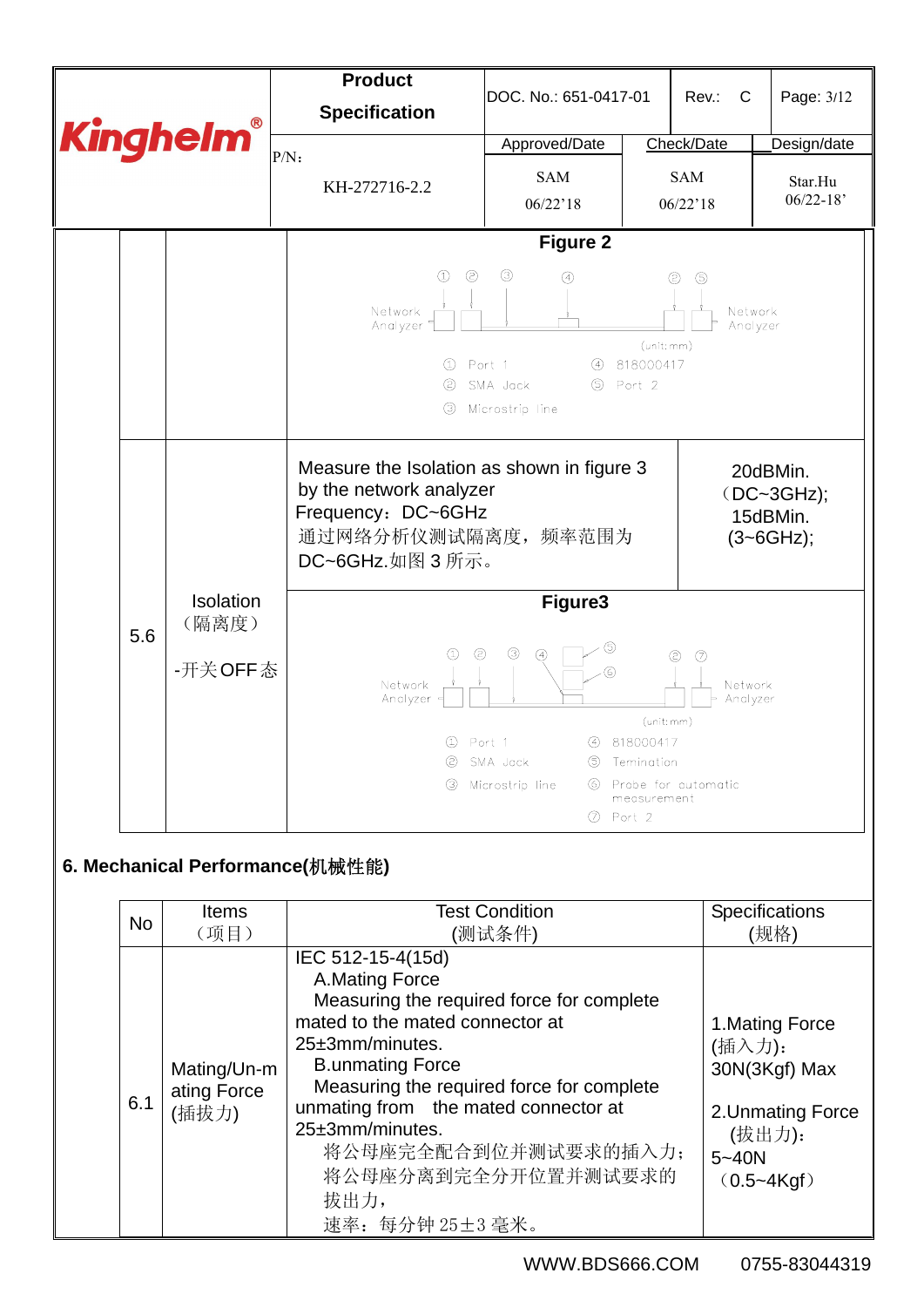| | | Figure 2 | |
|---|---|---|---|
| | | Network Analyzer ① ② ③ ④ ② ⑤ Network Analyzer (unit: mm) ① Port 1 ② SMA Jack ③ Microstrip line ④ 818000417 ⑤ Port 2 | |
| 5.6 | Isolation（隔离度）<br>-开关 OFF 态 | Measure the Isolation as shown in figure 3 by the network analyzer<br>Frequency：DC~6GHz<br>通过网络分析仪测试隔离度，频率范围为 DC~6GHz.如图 3 所示。 | 20dBMin.（DC~3GHz);<br>15dBMin.（3~6GHz); |
| | | **Figure3**<br>Network Analyzer ① ② ③ ④ ⑤ ⑥ ② ⑦ Network Analyzer (unit: mm)<br>① Port 1 ② SMA Jack ③ Microstrip line ④ 818000417 ⑤ Temination ⑥ Probe for automatic measurement ⑦ Port 2 | |

## 6. Mechanical Performance(机械性能)

| No | Items（项目） | Test Condition (测试条件) | Specifications (规格) |
|---|---|---|---|
| 6.1 | Mating/Un-mating Force (插拔力) | IEC 512-15-4(15d)<br>A.Mating Force<br>Measuring the required force for complete mated to the mated connector at 25±3mm/minutes.<br>B.unmating Force<br>Measuring the required force for complete unmating from the mated connector at 25±3mm/minutes.<br>将公母座完全配合到位并测试要求的插入力；将公母座分离到完全分开位置并测试要求的拔出力，<br>速率：每分钟 25±3 毫米。 | 1.Mating Force (插入力)：30N(3Kgf) Max<br>2.Unmating Force (拔出力)：5~40N（0.5~4Kgf） |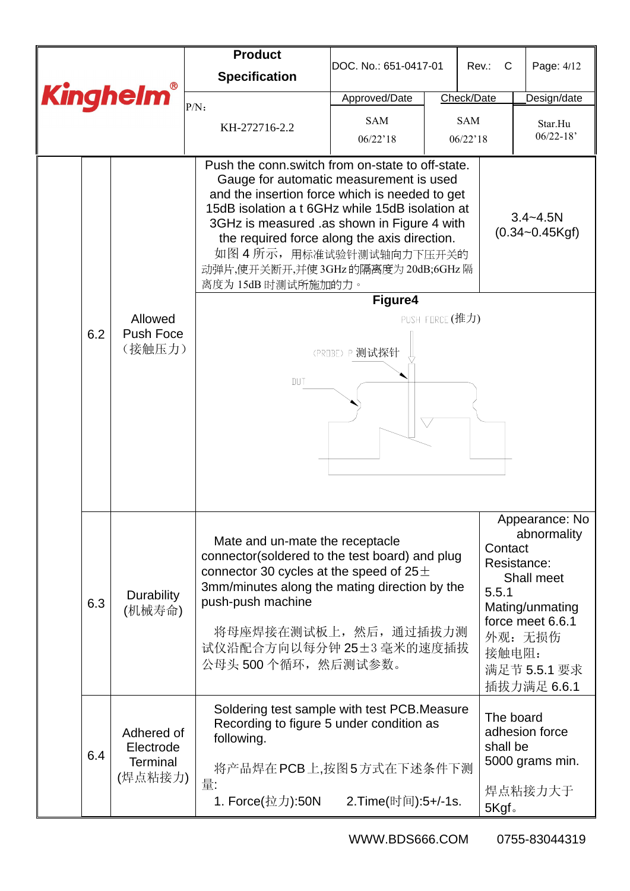| Kinghelm® | Product Specification | DOC. No.: 651-0417-01 | Rev.: C | Page: 4/12 |
|---|---|---|---|---|
| | P/N: KH-272716-2.2 | Approved/Date: SAM 06/22'18 | Check/Date: SAM 06/22'18 | Design/date: Star.Hu 06/22-18' |

| | No. | Item | Test Method | Requirement |
|---|---|---|---|---|
| | 6.2 | Allowed Push Foce (接触压力) | Push the conn.switch from on-state to off-state. Gauge for automatic measurement is used and the insertion force which is needed to get 15dB isolation a t 6GHz while 15dB isolation at 3GHz is measured .as shown in Figure 4 with the required force along the axis direction.<br>如图 4 所示，用标准试验针测试轴向力下压开关的动弹片,使开关断开,并使 3GHz 的隔离度为 20dB;6GHz 隔离度为 15dB 时测试所施加的力。<br><br>**Figure4**<br>PUSH FORCE (推力)<br>(PROBE) P 测试探针<br>DUT | 3.4~4.5N (0.34~0.45Kgf) |
| | 6.3 | Durability (机械寿命) | Mate and un-mate the receptacle connector(soldered to the test board) and plug connector 30 cycles at the speed of 25± 3mm/minutes along the mating direction by the push-push machine<br><br>将母座焊接在测试板上，然后，通过插拔力测试仪沿配合方向以每分钟 25±3 毫米的速度插拔公母头 500 个循环，然后测试参数。 | Appearance: No abnormality<br>Contact Resistance: Shall meet 5.5.1<br>Mating/unmating force meet 6.6.1<br>外观：无损伤<br>接触电阻：满足节 5.5.1 要求<br>插拔力满足 6.6.1 |
| | 6.4 | Adhered of Electrode Terminal (焊点粘接力) | Soldering test sample with test PCB.Measure Recording to figure 5 under condition as following.<br><br>将产品焊在 PCB 上,按图 5 方式在下述条件下测量:<br>1. Force(拉力):50N 2.Time(时间):5+/-1s. | The board adhesion force shall be 5000 grams min.<br><br>焊点粘接力大于 5Kgf。 |

WWW.BDS666.COM 0755-83044319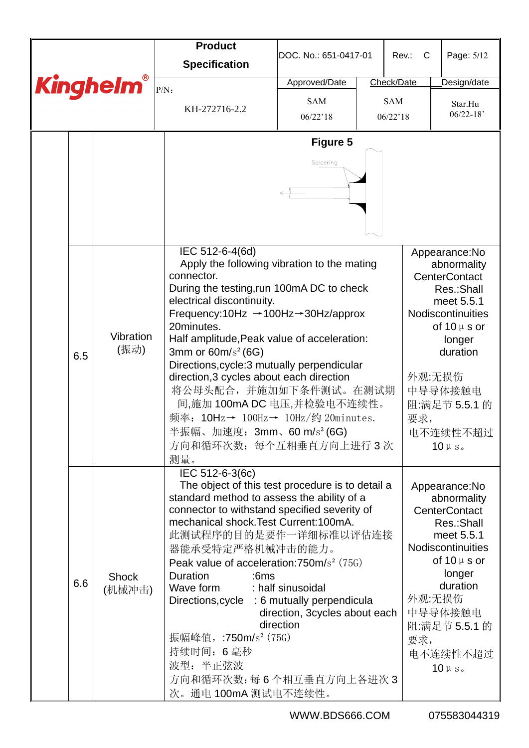| | | | |
|---|---|---|---|
| | | **Figure 5**<br>Soldering | |
| 6.5 | Vibration<br>(振动) | IEC 512-6-4(6d)<br>Apply the following vibration to the mating connector.<br>During the testing,run 100mA DC to check electrical discontinuity.<br>Frequency:10Hz →100Hz→30Hz/approx 20minutes.<br>Half amplitude,Peak value of acceleration: 3mm or 60m/s² (6G)<br>Directions,cycle:3 mutually perpendicular direction,3 cycles about each direction<br>将公母头配合，并施加如下条件测试。在测试期间,施加 100mA DC 电压,并检验电不连续性。<br>频率：10Hz→ 100Hz→ 10Hz/约 20minutes.<br>半振幅、加速度：3mm、60 m/s² (6G)<br>方向和循环次数：每个互相垂直方向上进行 3 次测量。 | Appearance:No abnormality<br>CenterContact Res.:Shall meet 5.5.1<br>Nodiscontinuities of 10 μ s or longer duration<br>外观:无损伤<br>中导导体接触电阻:满足节 5.5.1 的要求，<br>电不连续性不超过 10 μ s。 |
| 6.6 | Shock<br>(机械冲击) | IEC 512-6-3(6c)<br>The object of this test procedure is to detail a standard method to assess the ability of a connector to withstand specified severity of mechanical shock.Test Current:100mA.<br>此测试程序的目的是要作一详细标准以评估连接器能承受特定严格机械冲击的能力。<br>Peak value of acceleration:750m/s² (75G)<br>Duration :6ms<br>Wave form : half sinusoidal<br>Directions,cycle : 6 mutually perpendicula direction, 3cycles about each direction<br>振幅峰值，:750m/s² (75G)<br>持续时间：6 毫秒<br>波型：半正弦波<br>方向和循环次数:每 6 个相互垂直方向上各进次 3 次。通电 100mA 测试电不连续性。 | Appearance:No abnormality<br>CenterContact Res.:Shall meet 5.5.1<br>Nodiscontinuities of 10 μ s or longer duration<br>外观:无损伤<br>中导导体接触电阻:满足节 5.5.1 的要求，<br>电不连续性不超过 10 μ s。 |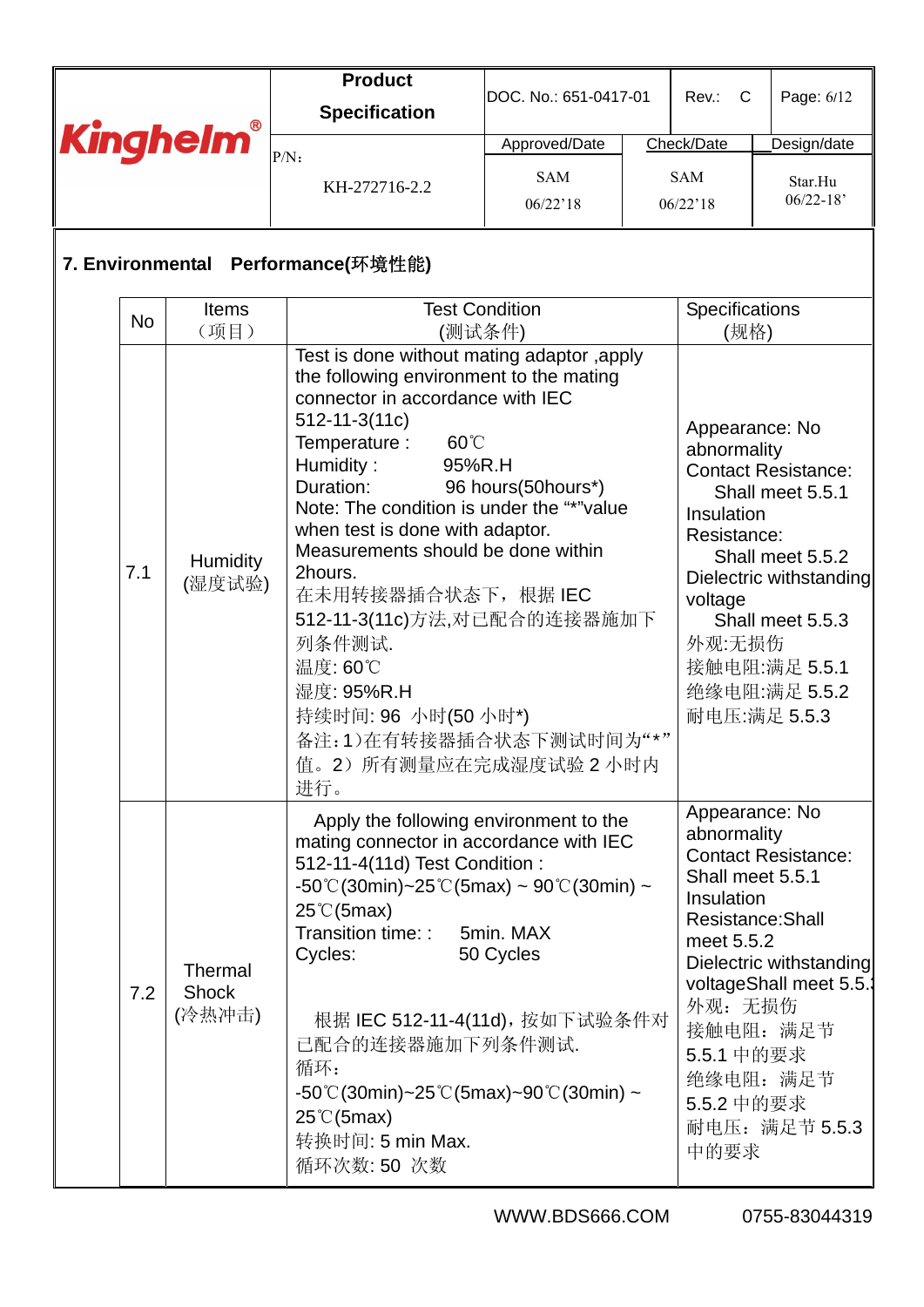| | Product Specification | DOC. No.: 651-0417-01 | Rev.: C | Page: 6/12 |
|---|---|---|---|---|
| Kinghelm® | P/N: KH-272716-2.2 | Approved/Date SAM 06/22'18 | Check/Date SAM 06/22'18 | Design/date Star.Hu 06/22-18' |

## 7. Environmental Performance(环境性能)

| No | Items (项目) | Test Condition (测试条件) | Specifications (规格) |
|---|---|---|---|
| 7.1 | Humidity (湿度试验) | Test is done without mating adaptor ,apply the following environment to the mating connector in accordance with IEC 512-11-3(11c)<br>Temperature : 60℃<br>Humidity : 95%R.H<br>Duration: 96 hours(50hours*)<br>Note: The condition is under the "*"value when test is done with adaptor.<br>Measurements should be done within 2hours.<br>在未用转接器插合状态下，根据 IEC 512-11-3(11c)方法,对已配合的连接器施加下列条件测试.<br>温度: 60℃<br>湿度: 95%R.H<br>持续时间: 96 小时(50 小时*)<br>备注：1)在有转接器插合状态下测试时间为"*"值。2）所有测量应在完成湿度试验 2 小时内进行。 | Appearance: No abnormality<br>Contact Resistance: Shall meet 5.5.1<br>Insulation Resistance: Shall meet 5.5.2<br>Dielectric withstanding voltage Shall meet 5.5.3<br>外观:无损伤<br>接触电阻:满足 5.5.1<br>绝缘电阻:满足 5.5.2<br>耐电压:满足 5.5.3 |
| 7.2 | Thermal Shock (冷热冲击) | Apply the following environment to the mating connector in accordance with IEC 512-11-4(11d) Test Condition :<br>-50℃(30min)~25℃(5max) ~ 90℃(30min) ~ 25℃(5max)<br>Transition time: : 5min. MAX<br>Cycles: 50 Cycles<br><br>根据 IEC 512-11-4(11d)，按如下试验条件对已配合的连接器施加下列条件测试.<br>循环：<br>-50℃(30min)~25℃(5max)~90℃(30min) ~ 25℃(5max)<br>转换时间: 5 min Max.<br>循环次数: 50 次数 | Appearance: No abnormality<br>Contact Resistance: Shall meet 5.5.1<br>Insulation Resistance:Shall meet 5.5.2<br>Dielectric withstanding voltageShall meet 5.5.3<br>外观：无损伤<br>接触电阻：满足节 5.5.1 中的要求<br>绝缘电阻：满足节 5.5.2 中的要求<br>耐电压：满足节 5.5.3 中的要求 |

WWW.BDS666.COM 0755-83044319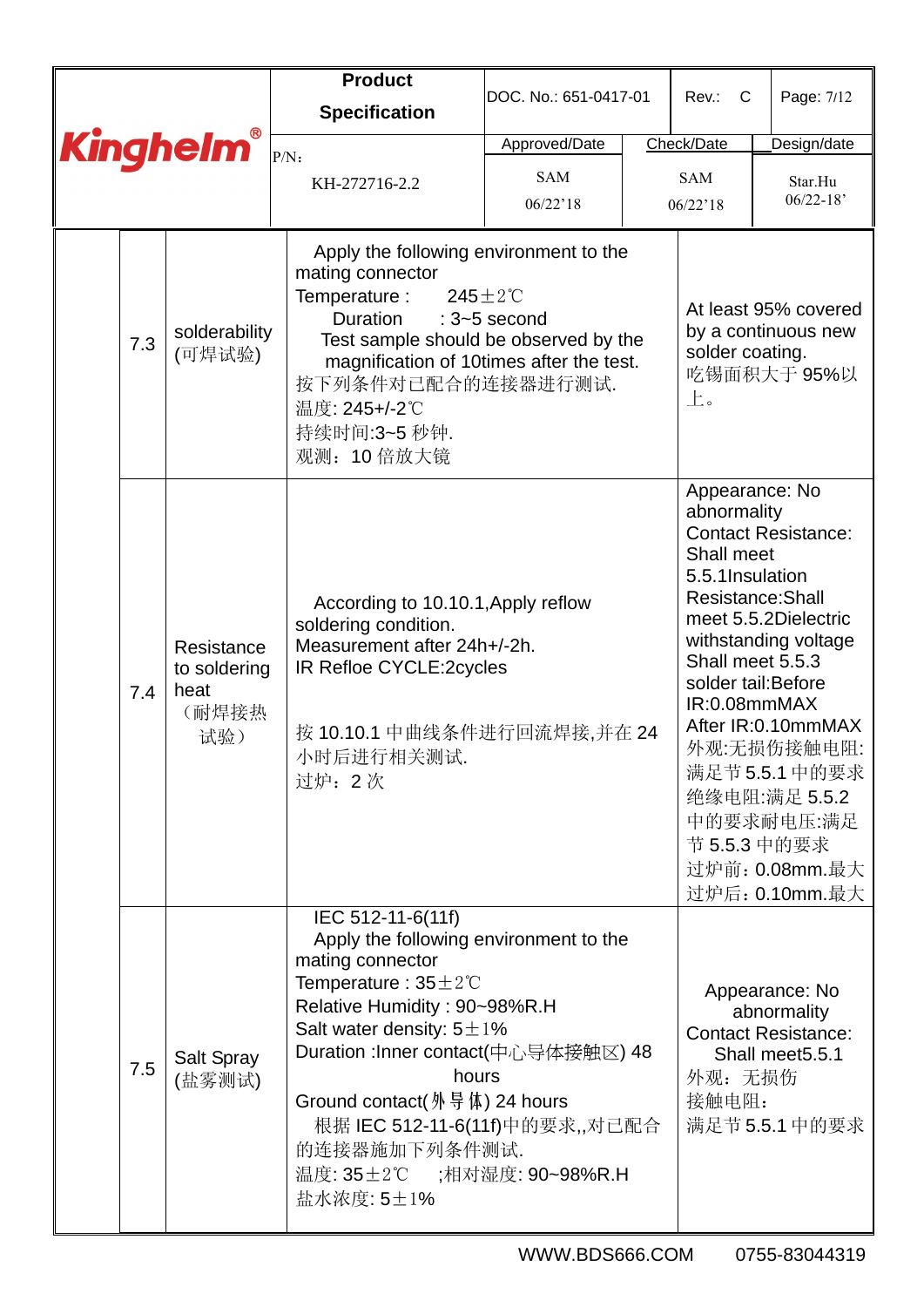| Kinghelm® | Product Specification | DOC. No.: 651-0417-01 | Rev.: C | Page: 7/12 |
|---|---|---|---|---|
| | P/N: KH-272716-2.2 | Approved/Date SAM 06/22'18 | Check/Date SAM 06/22'18 | Design/date Star.Hu 06/22-18' |

| | | | |
|---|---|---|---|
| 7.3 | solderability (可焊试验) | Apply the following environment to the mating connector<br>Temperature : 245±2℃<br>Duration : 3~5 second<br>Test sample should be observed by the magnification of 10times after the test.<br>按下列条件对已配合的连接器进行测试.<br>温度: 245+/-2℃<br>持续时间:3~5 秒钟.<br>观测：10 倍放大镜 | At least 95% covered by a continuous new solder coating.<br>吃锡面积大于 95%以上。 |
| 7.4 | Resistance to soldering heat （耐焊接热试验） | According to 10.10.1,Apply reflow soldering condition.<br>Measurement after 24h+/-2h.<br>IR Refloe CYCLE:2cycles<br><br>按 10.10.1 中曲线条件进行回流焊接,并在 24 小时后进行相关测试.<br>过炉：2 次 | Appearance: No abnormality<br>Contact Resistance: Shall meet 5.5.1Insulation Resistance:Shall meet 5.5.2Dielectric withstanding voltage Shall meet 5.5.3<br>solder tail:Before IR:0.08mmMAX<br>After IR:0.10mmMAX<br>外观:无损伤接触电阻:满足节 5.5.1 中的要求绝缘电阻:满足 5.5.2 中的要求耐电压:满足节 5.5.3 中的要求<br>过炉前：0.08mm.最大<br>过炉后：0.10mm.最大 |
| 7.5 | Salt Spray (盐雾测试) | IEC 512-11-6(11f)<br>Apply the following environment to the mating connector<br>Temperature : 35±2℃<br>Relative Humidity : 90~98%R.H<br>Salt water density: 5±1%<br>Duration :Inner contact(中心导体接触区) 48 hours<br>Ground contact(外导体) 24 hours<br>根据 IEC 512-11-6(11f)中的要求,,对已配合的连接器施加下列条件测试.<br>温度: 35±2℃ ;相对湿度: 90~98%R.H<br>盐水浓度: 5±1% | Appearance: No abnormality<br>Contact Resistance: Shall meet5.5.1<br>外观：无损伤<br>接触电阻:<br>满足节 5.5.1 中的要求 |

WWW.BDS666.COM 0755-83044319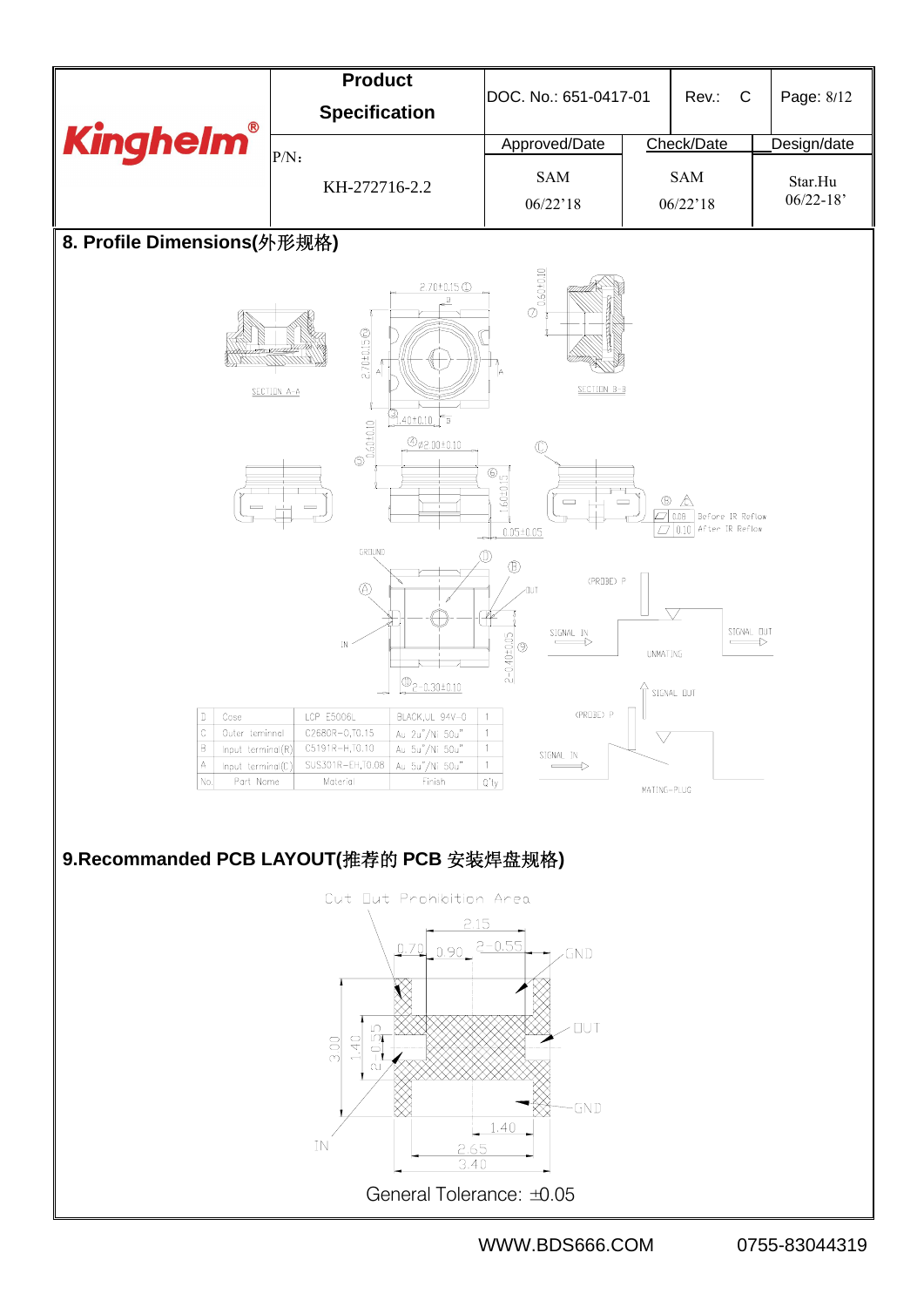| Kinghelm® | Product Specification | DOC. No.: 651-0417-01 | Rev.: C | Page: 8/12 |
|---|---|---|---|---|
| | P/N: KH-272716-2.2 | Approved/Date: SAM 06/22'18 | Check/Date: SAM 06/22'18 | Design/date: Star.Hu 06/22-18' |

## 8. Profile Dimensions(外形规格)

| No. | Part Name | Material | Finish | Q'ty |
|---|---|---|---|---|
| D | Case | LCP E5006L | BLACK,UL 94V-0 | 1 |
| C | Outer terminal | C2680R-O,T0.15 | Au 2u"/Ni 50u" | 1 |
| B | Input terminal(R) | C5191R-H,T0.10 | Au 5u"/Ni 50u" | 1 |
| A | Input terminal(C) | SUS301R-EH,T0.08 | Au 5u"/Ni 50u" | 1 |

## 9.Recommanded PCB LAYOUT(推荐的 PCB 安装焊盘规格)

General Tolerance: ±0.05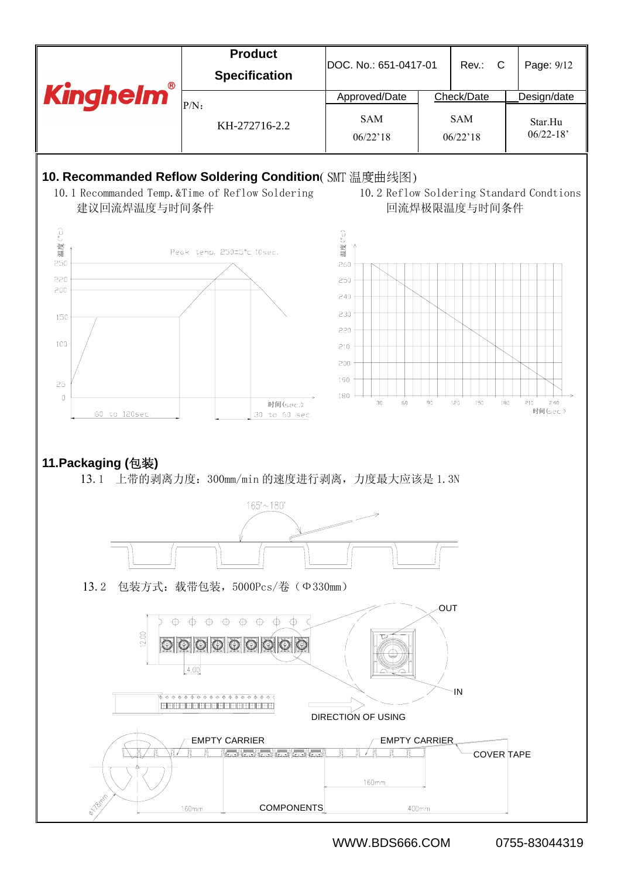## 10. Recommanded Reflow Soldering Condition( SMT 温度曲线图)

10. 1 Recommanded Temp.&Time of Reflow Soldering
建议回流焊温度与时间条件

10. 2 Reflow Soldering Standard Condtions
回流焊极限温度与时间条件

温度(°C)

Peak temp. 250±5°c 10sec.

250
220
200
150
100
25
0

60 to 120sec

时间(sec.)
30 to 60 sec

温度(°C)

260
250
240
230
220
210
200
190
180

30 60 90 120 150 180 210 240
时间(sec)

## 11.Packaging (包装)

13. 1 上带的剥离力度：300mm/min 的速度进行剥离，力度最大应该是 1.3N

165°~180°

13. 2 包装方式：载带包装，5000Pcs/卷（Φ330mm）

12.00

4.00

OUT

IN

DIRECTION OF USING

EMPTY CARRIER

EMPTY CARRIER

COVER TAPE

160mm

Ø178mm

160mm

COMPONENTS

400mm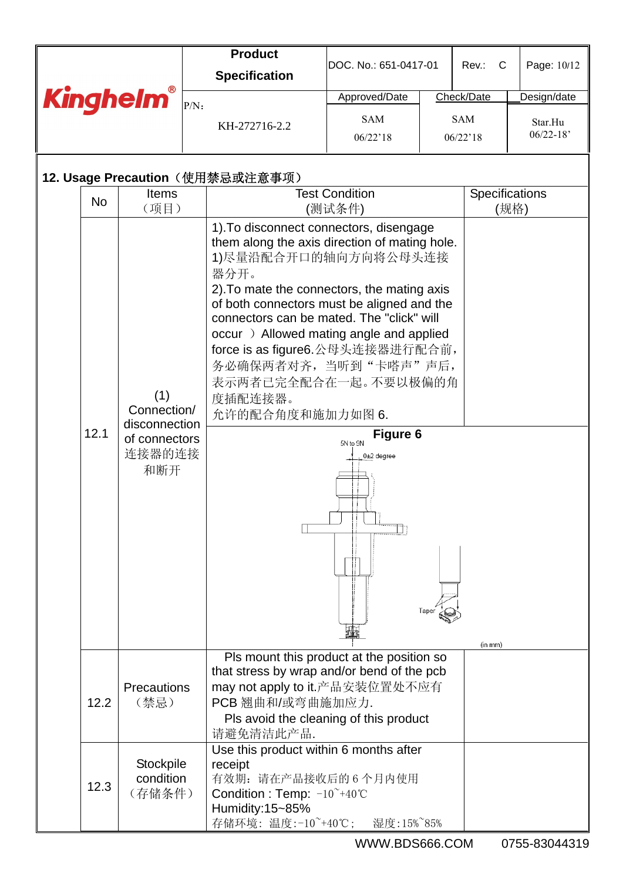| Kinghelm® | Product Specification | DOC. No.: 651-0417-01 | Rev.: C | Page: 10/12 |
|---|---|---|---|---|
| | P/N: KH-272716-2.2 | Approved/Date | Check/Date | Design/date |
| | | SAM 06/22'18 | SAM 06/22'18 | Star.Hu 06/22-18' |

## 12. Usage Precaution（使用禁忌或注意事项）

| No | Items（项目） | Test Condition (测试条件) | Specifications (规格) |
|---|---|---|---|
| 12.1 | (1) Connection/ disconnection of connectors 连接器的连接和断开 | 1).To disconnect connectors, disengage them along the axis direction of mating hole. 1)尽量沿配合开口的轴向方向将公母头连接器分开。 2).To mate the connectors, the mating axis of both connectors must be aligned and the connectors can be mated. The "click" will occur ）Allowed mating angle and applied force is as figure6.公母头连接器进行配合前，务必确保两者对齐，当听到“卡嗒声”声后，表示两者已完全配合在一起。不要以极偏的角度插配连接器。允许的配合角度和施加力如图 6. | |
| | | **Figure 6** 5N to 9N; 0±2 degree; Taper; (in mm) | |
| 12.2 | Precautions（禁忌） | Pls mount this product at the position so that stress by wrap and/or bend of the pcb may not apply to it.产品安装位置处不应有 PCB 翘曲和/或弯曲施加应力. Pls avoid the cleaning of this product 请避免清洁此产品. | |
| 12.3 | Stockpile condition（存储条件） | Use this product within 6 months after receipt 有效期：请在产品接收后的 6 个月内使用 Condition : Temp: -10~+40℃ Humidity:15~85% 存储环境：温度:-10~+40℃； 湿度:15%~85% | |

WWW.BDS666.COM 0755-83044319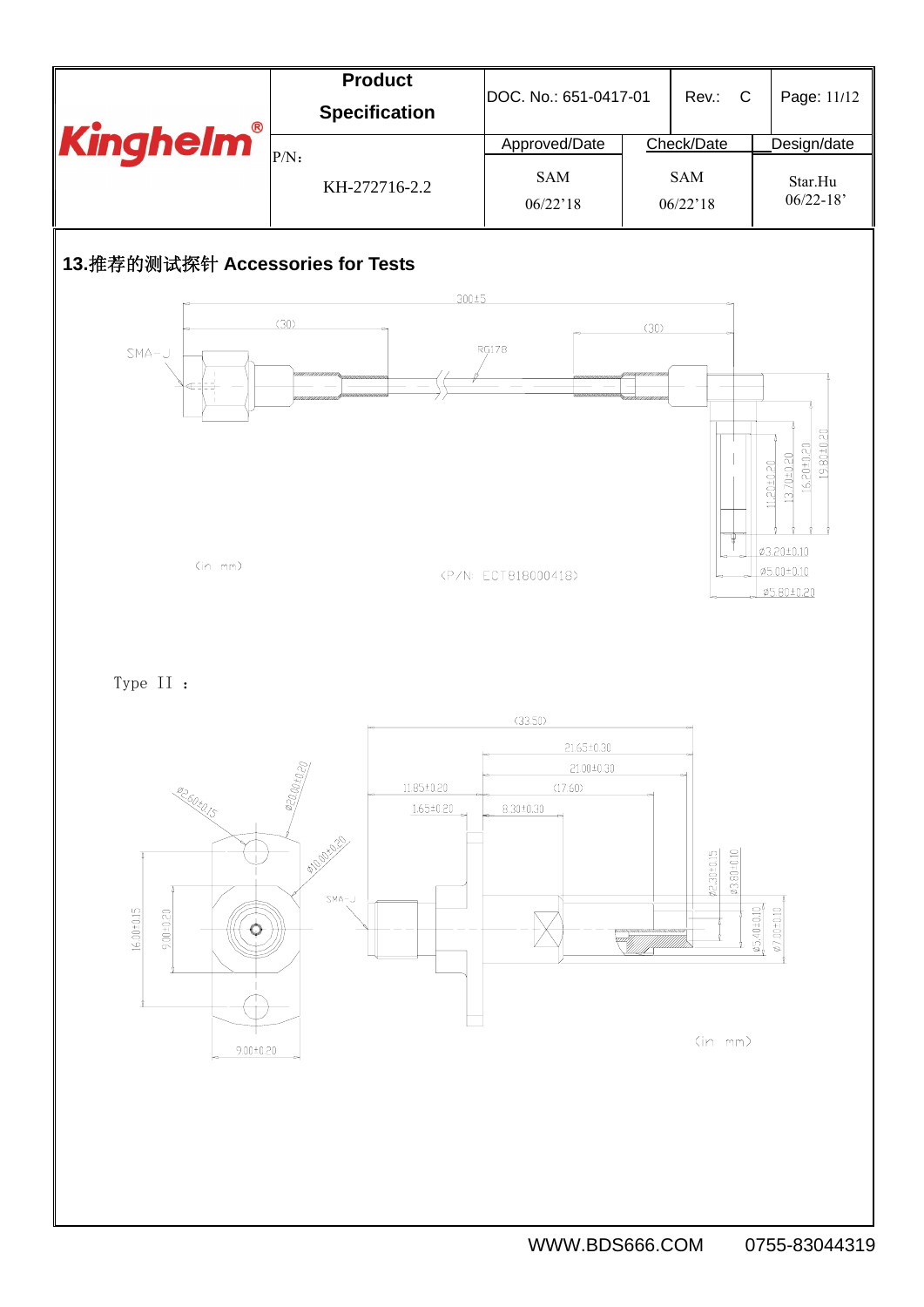| Kinghelm® | Product Specification | DOC. No.: 651-0417-01 | Rev.: C | Page: 11/12 |
|---|---|---|---|---|
| | P/N: KH-272716-2.2 | Approved/Date | Check/Date | Design/date |
| | | SAM 06/22'18 | SAM 06/22'18 | Star.Hu 06/22-18' |

## 13.推荐的测试探针 Accessories for Tests

300±5

(30)

(30)

SMA-J

RG178

11.20±0.20

13.70±0.20

16.20±0.20

19.80±0.20

ø3.20±0.10

ø5.00±0.10

ø5.80±0.20

(in mm)

(P/N: ECT818000418)

Type II :

(33.50)

21.65±0.30

21.00±0.30

11.85±0.20

(17.60)

1.65±0.20

8.30±0.30

ø2.60±0.15

ø20.00±0.20

ø10.00±0.20

SMA-J

ø2.30±0.15

ø3.80±0.10

ø5.40±0.10

ø7.00±0.10

16.00±0.15

9.00±0.20

9.00±0.20

(in mm)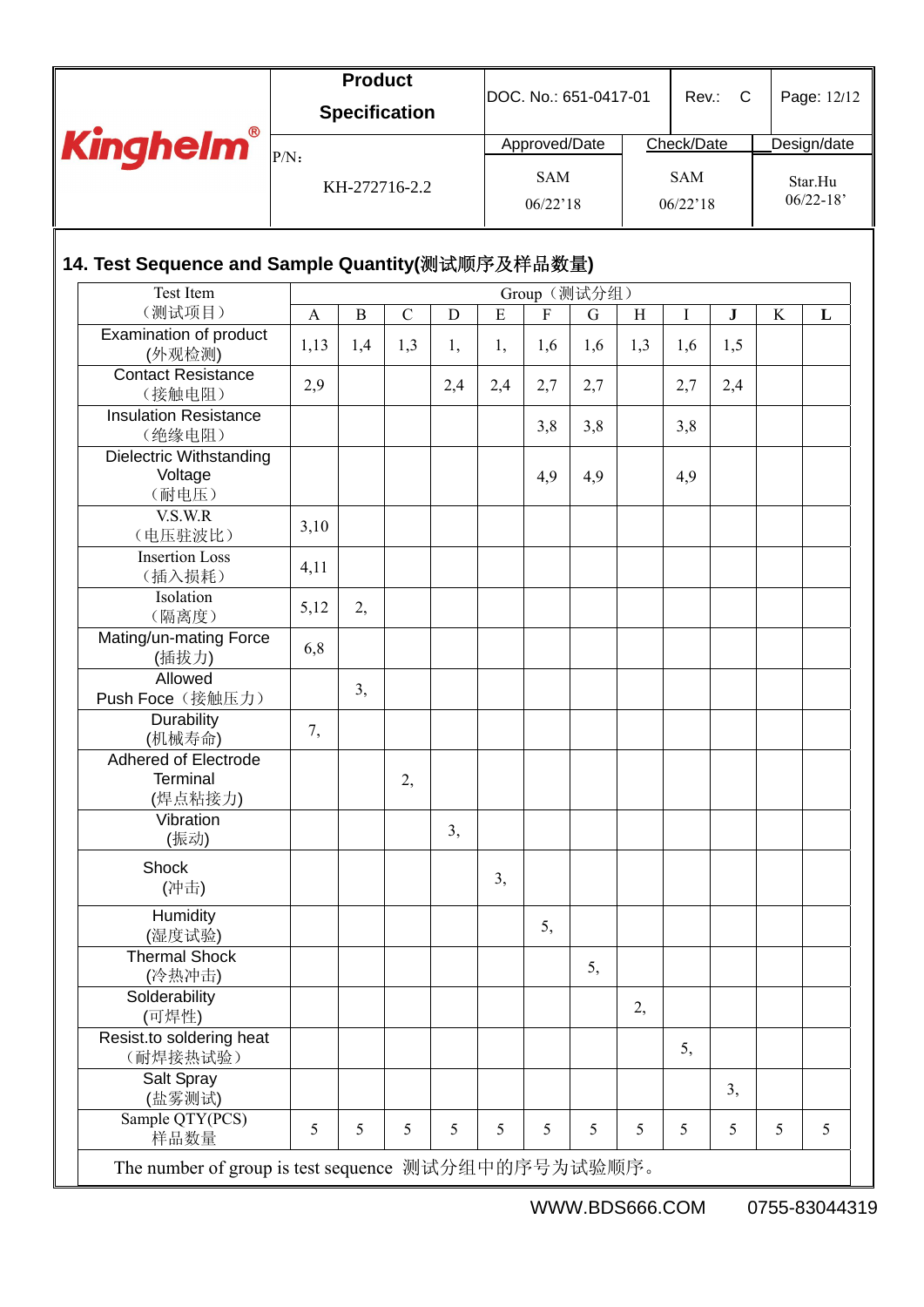| Kinghelm® | Product Specification | DOC. No.: 651-0417-01 | Rev.: C | Page: 12/12 |
|---|---|---|---|---|
| | P/N: KH-272716-2.2 | Approved/Date | Check/Date | Design/date |
| | | SAM 06/22'18 | SAM 06/22'18 | Star.Hu 06/22-18' |

## 14. Test Sequence and Sample Quantity(测试顺序及样品数量)

| Test Item (测试项目) | Group (测试分组) | | | | | | | | | | | |
|---|---|---|---|---|---|---|---|---|---|---|---|---|
| | A | B | C | D | E | F | G | H | I | J | K | L |
| Examination of product (外观检测) | 1,13 | 1,4 | 1,3 | 1, | 1, | 1,6 | 1,6 | 1,3 | 1,6 | 1,5 | | |
| Contact Resistance (接触电阻) | 2,9 | | | 2,4 | 2,4 | 2,7 | 2,7 | | 2,7 | 2,4 | | |
| Insulation Resistance (绝缘电阻) | | | | | | 3,8 | 3,8 | | 3,8 | | | |
| Dielectric Withstanding Voltage (耐电压) | | | | | | 4,9 | 4,9 | | 4,9 | | | |
| V.S.W.R (电压驻波比) | 3,10 | | | | | | | | | | | |
| Insertion Loss (插入损耗) | 4,11 | | | | | | | | | | | |
| Isolation (隔离度) | 5,12 | 2, | | | | | | | | | | |
| Mating/un-mating Force (插拔力) | 6,8 | | | | | | | | | | | |
| Allowed Push Foce (接触压力) | | 3, | | | | | | | | | | |
| Durability (机械寿命) | 7, | | | | | | | | | | | |
| Adhered of Electrode Terminal (焊点粘接力) | | | 2, | | | | | | | | | |
| Vibration (振动) | | | | 3, | | | | | | | | |
| Shock (冲击) | | | | | 3, | | | | | | | |
| Humidity (湿度试验) | | | | | | 5, | | | | | | |
| Thermal Shock (冷热冲击) | | | | | | | 5, | | | | | |
| Solderability (可焊性) | | | | | | | | 2, | | | | |
| Resist.to soldering heat (耐焊接热试验) | | | | | | | | | 5, | | | |
| Salt Spray (盐雾测试) | | | | | | | | | | 3, | | |
| Sample QTY(PCS) 样品数量 | 5 | 5 | 5 | 5 | 5 | 5 | 5 | 5 | 5 | 5 | 5 | 5 |
| The number of group is test sequence 测试分组中的序号为试验顺序。 | | | | | | | | | | | | |

WWW.BDS666.COM 0755-83044319